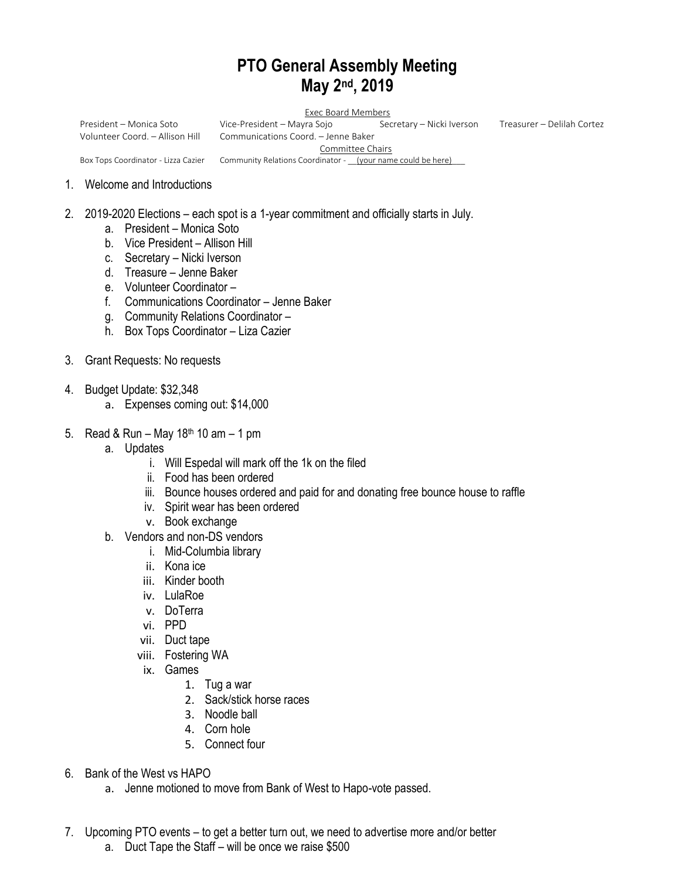# PTO General Assembly Meeting
# May 2nd, 2019

Exec Board Members

President – Monica Soto | Vice-President – Mayra Sojo | Secretary – Nicki Iverson | Treasurer – Delilah Cortez
Volunteer Coord. – Allison Hill | Communications Coord. – Jenne Baker

Committee Chairs

Box Tops Coordinator - Lizza Cazier | Community Relations Coordinator - __(your name could be here)___

1. Welcome and Introductions

2. 2019-2020 Elections – each spot is a 1-year commitment and officially starts in July.
    a. President – Monica Soto
    b. Vice President – Allison Hill
    c. Secretary – Nicki Iverson
    d. Treasure – Jenne Baker
    e. Volunteer Coordinator –
    f. Communications Coordinator – Jenne Baker
    g. Community Relations Coordinator –
    h. Box Tops Coordinator – Liza Cazier

3. Grant Requests: No requests

4. Budget Update: $32,348
    a. Expenses coming out: $14,000

5. Read & Run – May 18th 10 am – 1 pm
    a. Updates
        i. Will Espedal will mark off the 1k on the filed
        ii. Food has been ordered
        iii. Bounce houses ordered and paid for and donating free bounce house to raffle
        iv. Spirit wear has been ordered
        v. Book exchange
    b. Vendors and non-DS vendors
        i. Mid-Columbia library
        ii. Kona ice
        iii. Kinder booth
        iv. LulaRoe
        v. DoTerra
        vi. PPD
        vii. Duct tape
        viii. Fostering WA
        ix. Games
            1. Tug a war
            2. Sack/stick horse races
            3. Noodle ball
            4. Corn hole
            5. Connect four

6. Bank of the West vs HAPO
    a. Jenne motioned to move from Bank of West to Hapo-vote passed.

7. Upcoming PTO events – to get a better turn out, we need to advertise more and/or better
    a. Duct Tape the Staff – will be once we raise $500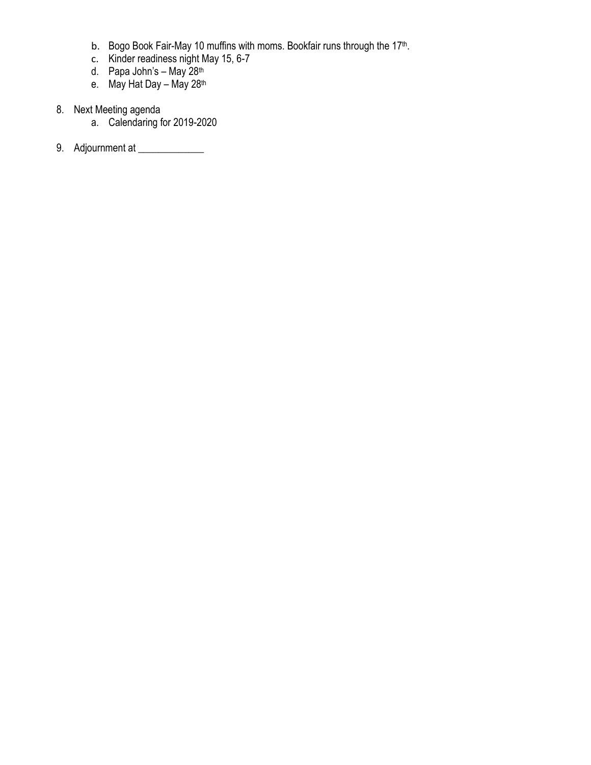b. Bogo Book Fair-May 10 muffins with moms. Bookfair runs through the 17th.
   c. Kinder readiness night May 15, 6-7
   d. Papa John's – May 28th
   e. May Hat Day – May 28th

8. Next Meeting agenda
   a. Calendaring for 2019-2020

9. Adjournment at _____________